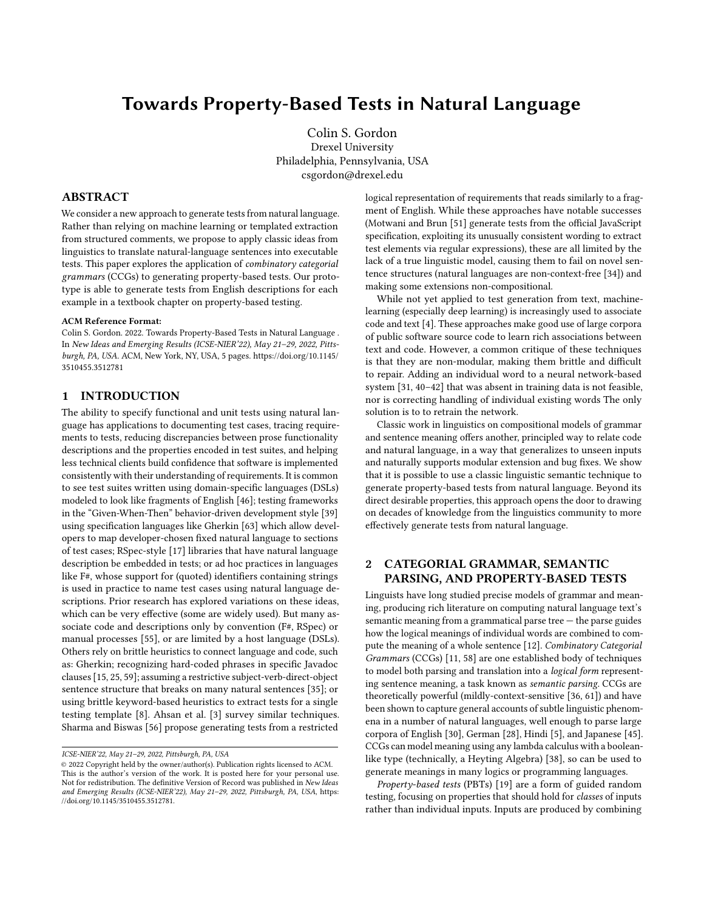# Towards Property-Based Tests in Natural Language

Colin S. Gordon
Drexel University
Philadelphia, Pennsylvania, USA
csgordon@drexel.edu

## ABSTRACT

We consider a new approach to generate tests from natural language. Rather than relying on machine learning or templated extraction from structured comments, we propose to apply classic ideas from linguistics to translate natural-language sentences into executable tests. This paper explores the application of *combinatory categorial grammars* (CCGs) to generating property-based tests. Our prototype is able to generate tests from English descriptions for each example in a textbook chapter on property-based testing.

**ACM Reference Format:**
Colin S. Gordon. 2022. Towards Property-Based Tests in Natural Language . In *New Ideas and Emerging Results (ICSE-NIER'22), May 21–29, 2022, Pittsburgh, PA, USA.* ACM, New York, NY, USA, 5 pages. https://doi.org/10.1145/3510455.3512781

## 1 INTRODUCTION

The ability to specify functional and unit tests using natural language has applications to documenting test cases, tracing requirements to tests, reducing discrepancies between prose functionality descriptions and the properties encoded in test suites, and helping less technical clients build confidence that software is implemented consistently with their understanding of requirements. It is common to see test suites written using domain-specific languages (DSLs) modeled to look like fragments of English [46]; testing frameworks in the "Given-When-Then" behavior-driven development style [39] using specification languages like Gherkin [63] which allow developers to map developer-chosen fixed natural language to sections of test cases; RSpec-style [17] libraries that have natural language description be embedded in tests; or ad hoc practices in languages like F#, whose support for (quoted) identifiers containing strings is used in practice to name test cases using natural language descriptions. Prior research has explored variations on these ideas, which can be very effective (some are widely used). But many associate code and descriptions only by convention (F#, RSpec) or manual processes [55], or are limited by a host language (DSLs). Others rely on brittle heuristics to connect language and code, such as: Gherkin; recognizing hard-coded phrases in specific Javadoc clauses [15, 25, 59]; assuming a restrictive subject-verb-direct-object sentence structure that breaks on many natural sentences [35]; or using brittle keyword-based heuristics to extract tests for a single testing template [8]. Ahsan et al. [3] survey similar techniques. Sharma and Biswas [56] propose generating tests from a restricted logical representation of requirements that reads similarly to a fragment of English. While these approaches have notable successes (Motwani and Brun [51] generate tests from the official JavaScript specification, exploiting its unusually consistent wording to extract test elements via regular expressions), these are all limited by the lack of a true linguistic model, causing them to fail on novel sentence structures (natural languages are non-context-free [34]) and making some extensions non-compositional.

While not yet applied to test generation from text, machine-learning (especially deep learning) is increasingly used to associate code and text [4]. These approaches make good use of large corpora of public software source code to learn rich associations between text and code. However, a common critique of these techniques is that they are non-modular, making them brittle and difficult to repair. Adding an individual word to a neural network-based system [31, 40–42] that was absent in training data is not feasible, nor is correcting handling of individual existing words The only solution is to to retrain the network.

Classic work in linguistics on compositional models of grammar and sentence meaning offers another, principled way to relate code and natural language, in a way that generalizes to unseen inputs and naturally supports modular extension and bug fixes. We show that it is possible to use a classic linguistic semantic technique to generate property-based tests from natural language. Beyond its direct desirable properties, this approach opens the door to drawing on decades of knowledge from the linguistics community to more effectively generate tests from natural language.

## 2 CATEGORIAL GRAMMAR, SEMANTIC PARSING, AND PROPERTY-BASED TESTS

Linguists have long studied precise models of grammar and meaning, producing rich literature on computing natural language text's semantic meaning from a grammatical parse tree — the parse guides how the logical meanings of individual words are combined to compute the meaning of a whole sentence [12]. *Combinatory Categorial Grammars* (CCGs) [11, 58] are one established body of techniques to model both parsing and translation into a *logical form* representing sentence meaning, a task known as *semantic parsing.* CCGs are theoretically powerful (mildly-context-sensitive [36, 61]) and have been shown to capture general accounts of subtle linguistic phenomena in a number of natural languages, well enough to parse large corpora of English [30], German [28], Hindi [5], and Japanese [45]. CCGs can model meaning using any lambda calculus with a boolean-like type (technically, a Heyting Algebra) [38], so can be used to generate meanings in many logics or programming languages.

*Property-based tests* (PBTs) [19] are a form of guided random testing, focusing on properties that should hold for *classes* of inputs rather than individual inputs. Inputs are produced by combining

ICSE-NIER'22, May 21–29, 2022, Pittsburgh, PA, USA

© 2022 Copyright held by the owner/author(s). Publication rights licensed to ACM. This is the author's version of the work. It is posted here for your personal use. Not for redistribution. The definitive Version of Record was published in *New Ideas and Emerging Results (ICSE-NIER'22), May 21–29, 2022, Pittsburgh, PA, USA*, https://doi.org/10.1145/3510455.3512781.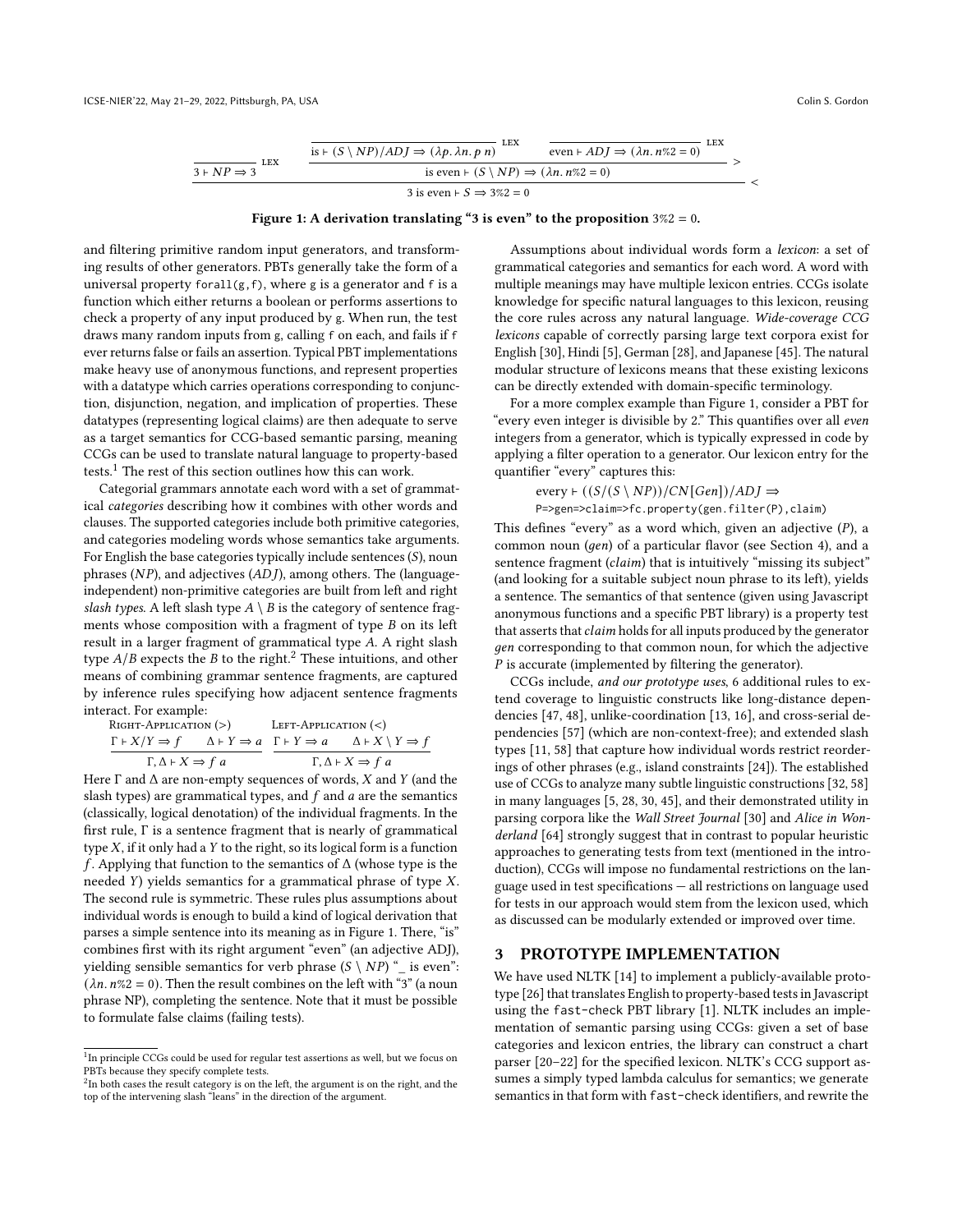$$\dfrac{\dfrac{}{3 \vdash NP \Rightarrow 3}\text{LEX} \quad \dfrac{\dfrac{}{\text{is} \vdash (S \setminus NP)/ADJ \Rightarrow (\lambda p.\, \lambda n.\, p\ n)}\text{LEX} \quad \dfrac{}{\text{even} \vdash ADJ \Rightarrow (\lambda n.\, n\%2 = 0)}\text{LEX}}{\text{is even} \vdash (S \setminus NP) \Rightarrow (\lambda n.\, n\%2 = 0)} >}{3 \text{ is even} \vdash S \Rightarrow 3\%2 = 0} <$$

**Figure 1: A derivation translating "3 is even" to the proposition $3\%2 = 0$.**

and filtering primitive random input generators, and transforming results of other generators. PBTs generally take the form of a universal property `forall(g,f)`, where `g` is a generator and `f` is a function which either returns a boolean or performs assertions to check a property of any input produced by `g`. When run, the test draws many random inputs from `g`, calling `f` on each, and fails if `f` ever returns false or fails an assertion. Typical PBT implementations make heavy use of anonymous functions, and represent properties with a datatype which carries operations corresponding to conjunction, disjunction, negation, and implication of properties. These datatypes (representing logical claims) are then adequate to serve as a target semantics for CCG-based semantic parsing, meaning CCGs can be used to translate natural language to property-based tests.[1] The rest of this section outlines how this can work.

Categorial grammars annotate each word with a set of grammatical *categories* describing how it combines with other words and clauses. The supported categories include both primitive categories, and categories modeling words whose semantics take arguments. For English the base categories typically include sentences ($S$), noun phrases ($NP$), and adjectives ($ADJ$), among others. The (language-independent) non-primitive categories are built from left and right *slash types*. A left slash type $A \setminus B$ is the category of sentence fragments whose composition with a fragment of type $B$ on its left result in a larger fragment of grammatical type $A$. A right slash type $A/B$ expects the $B$ to the right.[2] These intuitions, and other means of combining grammar sentence fragments, are captured by inference rules specifying how adjacent sentence fragments interact. For example:

Right-Application (>)
$$\dfrac{\Gamma \vdash X/Y \Rightarrow f \qquad \Delta \vdash Y \Rightarrow a}{\Gamma, \Delta \vdash X \Rightarrow f\ a}$$

Left-Application (<)
$$\dfrac{\Gamma \vdash Y \Rightarrow a \qquad \Delta \vdash X \setminus Y \Rightarrow f}{\Gamma, \Delta \vdash X \Rightarrow f\ a}$$

Here $\Gamma$ and $\Delta$ are non-empty sequences of words, $X$ and $Y$ (and the slash types) are grammatical types, and $f$ and $a$ are the semantics (classically, logical denotation) of the individual fragments. In the first rule, $\Gamma$ is a sentence fragment that is nearly of grammatical type $X$, if it only had a $Y$ to the right, so its logical form is a function $f$. Applying that function to the semantics of $\Delta$ (whose type is the needed $Y$) yields semantics for a grammatical phrase of type $X$. The second rule is symmetric. These rules plus assumptions about individual words is enough to build a kind of logical derivation that parses a simple sentence into its meaning as in Figure 1. There, "is" combines first with its right argument "even" (an adjective ADJ), yielding sensible semantics for verb phrase ($S \setminus NP$) "_ is even": ($\lambda n.\, n\%2 = 0$). Then the result combines on the left with "3" (a noun phrase NP), completing the sentence. Note that it must be possible to formulate false claims (failing tests).

Assumptions about individual words form a *lexicon*: a set of grammatical categories and semantics for each word. A word with multiple meanings may have multiple lexicon entries. CCGs isolate knowledge for specific natural languages to this lexicon, reusing the core rules across any natural language. *Wide-coverage CCG lexicons* capable of correctly parsing large text corpora exist for English [30], Hindi [5], German [28], and Japanese [45]. The natural modular structure of lexicons means that these existing lexicons can be directly extended with domain-specific terminology.

For a more complex example than Figure 1, consider a PBT for "every even integer is divisible by 2." This quantifies over all *even* integers from a generator, which is typically expressed in code by applying a filter operation to a generator. Our lexicon entry for the quantifier "every" captures this:

every $\vdash ((S/(S \setminus NP))/CN[Gen])/ADJ \Rightarrow$
`P=>gen=>claim=>fc.property(gen.filter(P),claim)`

This defines "every" as a word which, given an adjective ($P$), a common noun (*gen*) of a particular flavor (see Section 4), and a sentence fragment (*claim*) that is intuitively "missing its subject" (and looking for a suitable subject noun phrase to its left), yields a sentence. The semantics of that sentence (given using Javascript anonymous functions and a specific PBT library) is a property test that asserts that *claim* holds for all inputs produced by the generator *gen* corresponding to that common noun, for which the adjective $P$ is accurate (implemented by filtering the generator).

CCGs include, *and our prototype uses*, 6 additional rules to extend coverage to linguistic constructs like long-distance dependencies [47, 48], unlike-coordination [13, 16], and cross-serial dependencies [57] (which are non-context-free); and extended slash types [11, 58] that capture how individual words restrict reorderings of other phrases (e.g., island constraints [24]). The established use of CCGs to analyze many subtle linguistic constructions [32, 58] in many languages [5, 28, 30, 45], and their demonstrated utility in parsing corpora like the *Wall Street Journal* [30] and *Alice in Wonderland* [64] strongly suggest that in contrast to popular heuristic approaches to generating tests from text (mentioned in the introduction), CCGs will impose no fundamental restrictions on the language used in test specifications — all restrictions on language used for tests in our approach would stem from the lexicon used, which as discussed can be modularly extended or improved over time.

## 3 PROTOTYPE IMPLEMENTATION

We have used NLTK [14] to implement a publicly-available prototype [26] that translates English to property-based tests in Javascript using the `fast-check` PBT library [1]. NLTK includes an implementation of semantic parsing using CCGs: given a set of base categories and lexicon entries, the library can construct a chart parser [20–22] for the specified lexicon. NLTK's CCG support assumes a simply typed lambda calculus for semantics; we generate semantics in that form with `fast-check` identifiers, and rewrite the

[1] In principle CCGs could be used for regular test assertions as well, but we focus on PBTs because they specify complete tests.

[2] In both cases the result category is on the left, the argument is on the right, and the top of the intervening slash "leans" in the direction of the argument.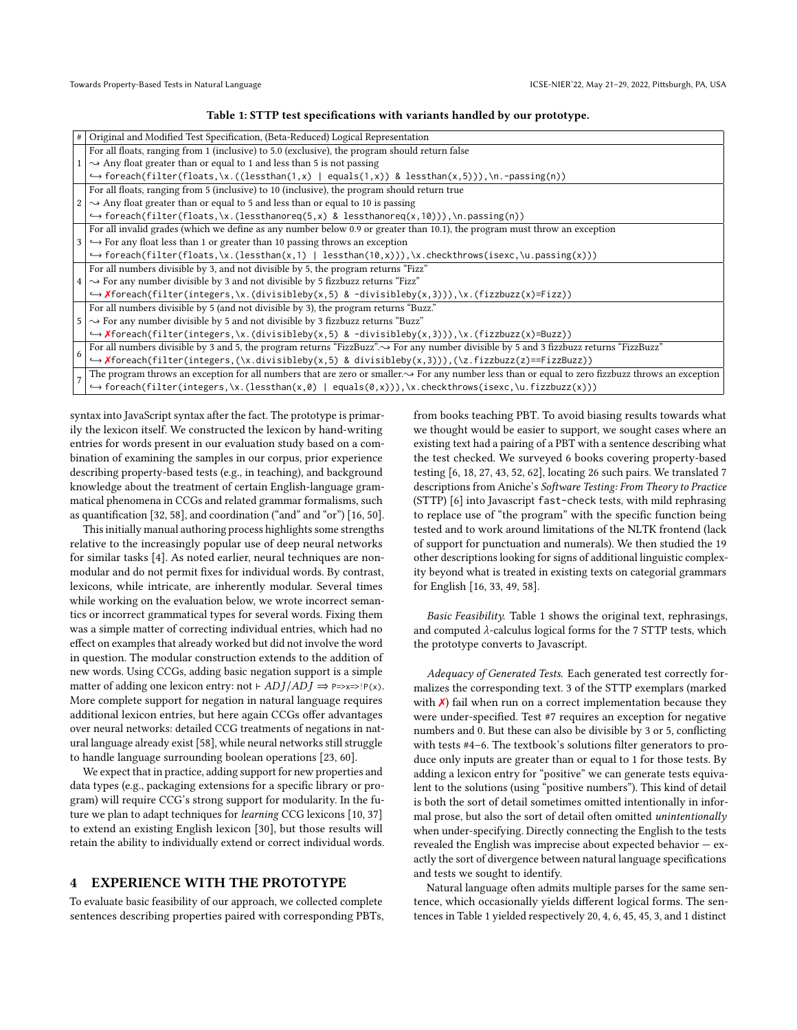**Table 1: STTP test specifications with variants handled by our prototype.**

| # | Original and Modified Test Specification, (Beta-Reduced) Logical Representation |
|---|---|
| 1 | For all floats, ranging from 1 (inclusive) to 5.0 (exclusive), the program should return false <br> ⇝ Any float greater than or equal to 1 and less than 5 is not passing <br> ↪ `foreach(filter(floats,\x.((lessthan(1,x) \| equals(1,x)) & lessthan(x,5))),\n.-passing(n))` |
| 2 | For all floats, ranging from 5 (inclusive) to 10 (inclusive), the program should return true <br> ⇝ Any float greater than or equal to 5 and less than or equal to 10 is passing <br> ↪ `foreach(filter(floats,\x.(lessthanoreq(5,x) & lessthanoreq(x,10))),\n.passing(n))` |
| 3 | For all invalid grades (which we define as any number below 0.9 or greater than 10.1), the program must throw an exception <br> ↪ For any float less than 1 or greater than 10 passing throws an exception <br> ↪ `foreach(filter(floats,\x.(lessthan(x,1) \| lessthan(10,x))),\x.checkthrows(isexc,\u.passing(x)))` |
| 4 | For all numbers divisible by 3, and not divisible by 5, the program returns "Fizz" <br> ⇝ For any number divisible by 3 and not divisible by 5 fizzbuzz returns "Fizz" <br> ↪ ✗`foreach(filter(integers,\x.(divisibleby(x,5) & -divisibleby(x,3))),\x.(fizzbuzz(x)=Fizz))` |
| 5 | For all numbers divisible by 5 (and not divisible by 3), the program returns "Buzz." <br> ⇝ For any number divisible by 5 and not divisible by 3 fizzbuzz returns "Buzz" <br> ↪ ✗`foreach(filter(integers,\x.(divisibleby(x,5) & -divisibleby(x,3))),\x.(fizzbuzz(x)=Buzz))` |
| 6 | For all numbers divisible by 3 and 5, the program returns "FizzBuzz". ⇝ For any number divisible by 5 and 3 fizzbuzz returns "FizzBuzz" <br> ↪ ✗`foreach(filter(integers,(\x.divisibleby(x,5) & divisibleby(x,3))),(\z.fizzbuzz(z)==FizzBuzz))` |
| 7 | The program throws an exception for all numbers that are zero or smaller. ⇝ For any number less than or equal to zero fizzbuzz throws an exception <br> ↪ `foreach(filter(integers,\x.(lessthan(x,0) \| equals(0,x))),\x.checkthrows(isexc,\u.fizzbuzz(x)))` |

syntax into JavaScript syntax after the fact. The prototype is primarily the lexicon itself. We constructed the lexicon by hand-writing entries for words present in our evaluation study based on a combination of examining the samples in our corpus, prior experience describing property-based tests (e.g., in teaching), and background knowledge about the treatment of certain English-language grammatical phenomena in CCGs and related grammar formalisms, such as quantification [32, 58], and coordination ("and" and "or") [16, 50].

This initially manual authoring process highlights some strengths relative to the increasingly popular use of deep neural networks for similar tasks [4]. As noted earlier, neural techniques are non-modular and do not permit fixes for individual words. By contrast, lexicons, while intricate, are inherently modular. Several times while working on the evaluation below, we wrote incorrect semantics or incorrect grammatical types for several words. Fixing them was a simple matter of correcting individual entries, which had no effect on examples that already worked but did not involve the word in question. The modular construction extends to the addition of new words. Using CCGs, adding basic negation support is a simple matter of adding one lexicon entry: not $\vdash ADJ/ADJ \Rightarrow$ `P=>x=>!P(x)`. More complete support for negation in natural language requires additional lexicon entries, but here again CCGs offer advantages over neural networks: detailed CCG treatments of negations in natural language already exist [58], while neural networks still struggle to handle language surrounding boolean operations [23, 60].

We expect that in practice, adding support for new properties and data types (e.g., packaging extensions for a specific library or program) will require CCG's strong support for modularity. In the future we plan to adapt techniques for *learning* CCG lexicons [10, 37] to extend an existing English lexicon [30], but those results will retain the ability to individually extend or correct individual words.

## 4 EXPERIENCE WITH THE PROTOTYPE

To evaluate basic feasibility of our approach, we collected complete sentences describing properties paired with corresponding PBTs, from books teaching PBT. To avoid biasing results towards what we thought would be easier to support, we sought cases where an existing text had a pairing of a PBT with a sentence describing what the test checked. We surveyed 6 books covering property-based testing [6, 18, 27, 43, 52, 62], locating 26 such pairs. We translated 7 descriptions from Aniche's *Software Testing: From Theory to Practice* (STTP) [6] into Javascript `fast-check` tests, with mild rephrasing to replace use of "the program" with the specific function being tested and to work around limitations of the NLTK frontend (lack of support for punctuation and numerals). We then studied the 19 other descriptions looking for signs of additional linguistic complexity beyond what is treated in existing texts on categorial grammars for English [16, 33, 49, 58].

*Basic Feasibility.* Table 1 shows the original text, rephrasings, and computed $\lambda$-calculus logical forms for the 7 STTP tests, which the prototype converts to Javascript.

*Adequacy of Generated Tests.* Each generated test correctly formalizes the corresponding text. 3 of the STTP exemplars (marked with ✗) fail when run on a correct implementation because they were under-specified. Test #7 requires an exception for negative numbers and 0. But these can also be divisible by 3 or 5, conflicting with tests #4–6. The textbook's solutions filter generators to produce only inputs are greater than or equal to 1 for those tests. By adding a lexicon entry for "positive" we can generate tests equivalent to the solutions (using "positive numbers"). This kind of detail is both the sort of detail sometimes omitted intentionally in informal prose, but also the sort of detail often omitted *unintentionally* when under-specifying. Directly connecting the English to the tests revealed the English was imprecise about expected behavior — exactly the sort of divergence between natural language specifications and tests we sought to identify.

Natural language often admits multiple parses for the same sentence, which occasionally yields different logical forms. The sentences in Table 1 yielded respectively 20, 4, 6, 45, 45, 3, and 1 distinct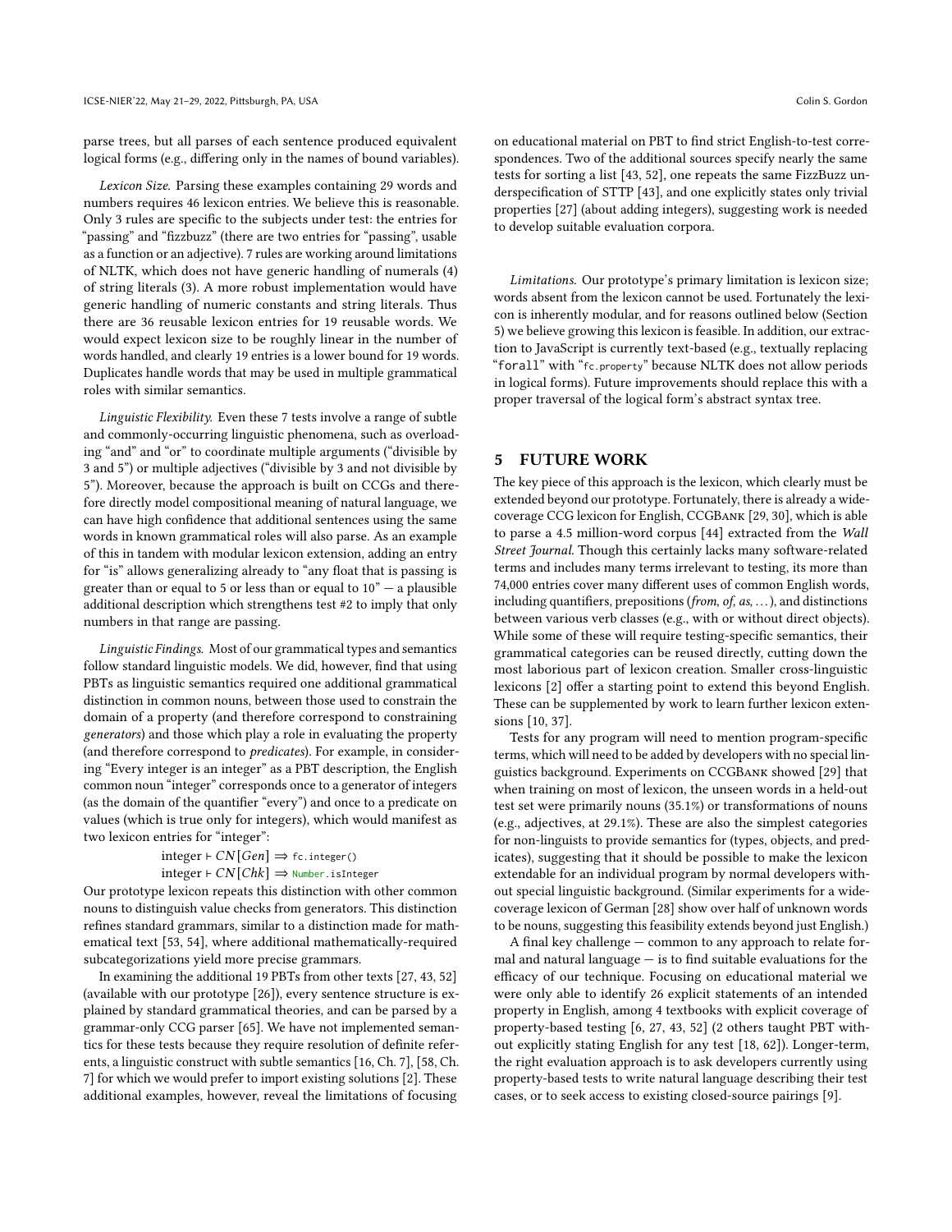parse trees, but all parses of each sentence produced equivalent logical forms (e.g., differing only in the names of bound variables).

*Lexicon Size.* Parsing these examples containing 29 words and numbers requires 46 lexicon entries. We believe this is reasonable. Only 3 rules are specific to the subjects under test: the entries for "passing" and "fizzbuzz" (there are two entries for "passing", usable as a function or an adjective). 7 rules are working around limitations of NLTK, which does not have generic handling of numerals (4) of string literals (3). A more robust implementation would have generic handling of numeric constants and string literals. Thus there are 36 reusable lexicon entries for 19 reusable words. We would expect lexicon size to be roughly linear in the number of words handled, and clearly 19 entries is a lower bound for 19 words. Duplicates handle words that may be used in multiple grammatical roles with similar semantics.

*Linguistic Flexibility.* Even these 7 tests involve a range of subtle and commonly-occurring linguistic phenomena, such as overloading "and" and "or" to coordinate multiple arguments ("divisible by 3 and 5") or multiple adjectives ("divisible by 3 and not divisible by 5"). Moreover, because the approach is built on CCGs and therefore directly model compositional meaning of natural language, we can have high confidence that additional sentences using the same words in known grammatical roles will also parse. As an example of this in tandem with modular lexicon extension, adding an entry for "is" allows generalizing already to "any float that is passing is greater than or equal to 5 or less than or equal to 10" — a plausible additional description which strengthens test #2 to imply that only numbers in that range are passing.

*Linguistic Findings.* Most of our grammatical types and semantics follow standard linguistic models. We did, however, find that using PBTs as linguistic semantics required one additional grammatical distinction in common nouns, between those used to constrain the domain of a property (and therefore correspond to constraining *generators*) and those which play a role in evaluating the property (and therefore correspond to *predicates*). For example, in considering "Every integer is an integer" as a PBT description, the English common noun "integer" corresponds once to a generator of integers (as the domain of the quantifier "every") and once to a predicate on values (which is true only for integers), which would manifest as two lexicon entries for "integer":

$$\text{integer} \vdash CN[Gen] \Rightarrow \texttt{fc.integer()}$$
$$\text{integer} \vdash CN[Chk] \Rightarrow \texttt{Number.isInteger}$$

Our prototype lexicon repeats this distinction with other common nouns to distinguish value checks from generators. This distinction refines standard grammars, similar to a distinction made for mathematical text [53, 54], where additional mathematically-required subcategorizations yield more precise grammars.

In examining the additional 19 PBTs from other texts [27, 43, 52] (available with our prototype [26]), every sentence structure is explained by standard grammatical theories, and can be parsed by a grammar-only CCG parser [65]. We have not implemented semantics for these tests because they require resolution of definite referents, a linguistic construct with subtle semantics [16, Ch. 7], [58, Ch. 7] for which we would prefer to import existing solutions [2]. These additional examples, however, reveal the limitations of focusing on educational material on PBT to find strict English-to-test correspondences. Two of the additional sources specify nearly the same tests for sorting a list [43, 52], one repeats the same FizzBuzz underspecification of STTP [43], and one explicitly states only trivial properties [27] (about adding integers), suggesting work is needed to develop suitable evaluation corpora.

*Limitations.* Our prototype's primary limitation is lexicon size; words absent from the lexicon cannot be used. Fortunately the lexicon is inherently modular, and for reasons outlined below (Section 5) we believe growing this lexicon is feasible. In addition, our extraction to JavaScript is currently text-based (e.g., textually replacing "`forall`" with "`fc.property`" because NLTK does not allow periods in logical forms). Future improvements should replace this with a proper traversal of the logical form's abstract syntax tree.

## 5 FUTURE WORK

The key piece of this approach is the lexicon, which clearly must be extended beyond our prototype. Fortunately, there is already a wide-coverage CCG lexicon for English, CCGBank [29, 30], which is able to parse a 4.5 million-word corpus [44] extracted from the *Wall Street Journal*. Though this certainly lacks many software-related terms and includes many terms irrelevant to testing, its more than 74,000 entries cover many different uses of common English words, including quantifiers, prepositions (*from*, *of*, *as*, ...), and distinctions between various verb classes (e.g., with or without direct objects). While some of these will require testing-specific semantics, their grammatical categories can be reused directly, cutting down the most laborious part of lexicon creation. Smaller cross-linguistic lexicons [2] offer a starting point to extend this beyond English. These can be supplemented by work to learn further lexicon extensions [10, 37].

Tests for any program will need to mention program-specific terms, which will need to be added by developers with no special linguistics background. Experiments on CCGBank showed [29] that when training on most of lexicon, the unseen words in a held-out test set were primarily nouns (35.1%) or transformations of nouns (e.g., adjectives, at 29.1%). These are also the simplest categories for non-linguists to provide semantics for (types, objects, and predicates), suggesting that it should be possible to make the lexicon extendable for an individual program by normal developers without special linguistic background. (Similar experiments for a wide-coverage lexicon of German [28] show over half of unknown words to be nouns, suggesting this feasibility extends beyond just English.)

A final key challenge — common to any approach to relate formal and natural language — is to find suitable evaluations for the efficacy of our technique. Focusing on educational material we were only able to identify 26 explicit statements of an intended property in English, among 4 textbooks with explicit coverage of property-based testing [6, 27, 43, 52] (2 others taught PBT without explicitly stating English for any test [18, 62]). Longer-term, the right evaluation approach is to ask developers currently using property-based tests to write natural language describing their test cases, or to seek access to existing closed-source pairings [9].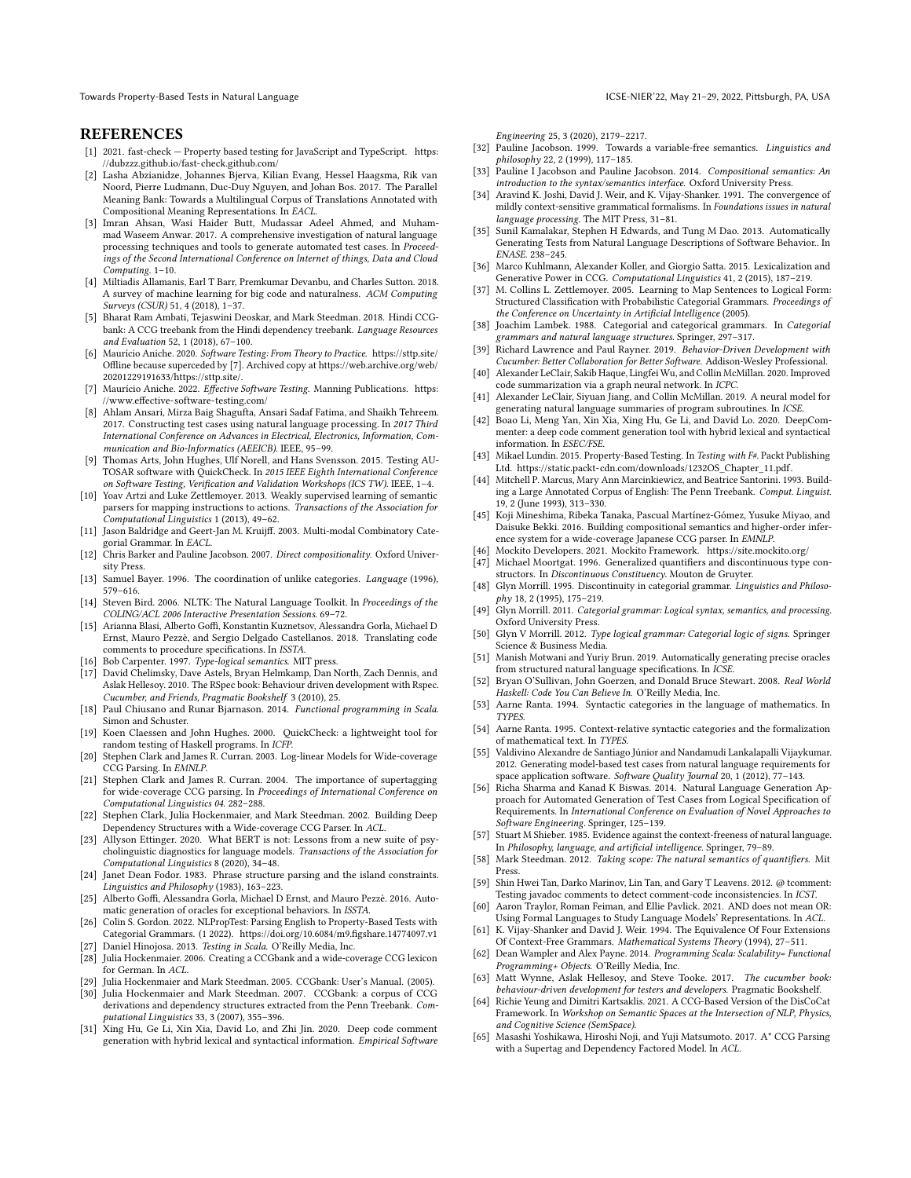## REFERENCES

[1] 2021. fast-check — Property based testing for JavaScript and TypeScript. https://dubzzz.github.io/fast-check.github.com/

[2] Lasha Abzianidze, Johannes Bjerva, Kilian Evang, Hessel Haagsma, Rik van Noord, Pierre Ludmann, Duc-Duy Nguyen, and Johan Bos. 2017. The Parallel Meaning Bank: Towards a Multilingual Corpus of Translations Annotated with Compositional Meaning Representations. In *EACL*.

[3] Imran Ahsan, Wasi Haider Butt, Mudassar Adeel Ahmed, and Muhammad Waseem Anwar. 2017. A comprehensive investigation of natural language processing techniques and tools to generate automated test cases. In *Proceedings of the Second International Conference on Internet of things, Data and Cloud Computing*. 1–10.

[4] Miltiadis Allamanis, Earl T Barr, Premkumar Devanbu, and Charles Sutton. 2018. A survey of machine learning for big code and naturalness. *ACM Computing Surveys (CSUR)* 51, 4 (2018), 1–37.

[5] Bharat Ram Ambati, Tejaswini Deoskar, and Mark Steedman. 2018. Hindi CCGbank: A CCG treebank from the Hindi dependency treebank. *Language Resources and Evaluation* 52, 1 (2018), 67–100.

[6] Maurício Aniche. 2020. *Software Testing: From Theory to Practice*. https://sttp.site/ Offline because superceded by [7]. Archived copy at https://web.archive.org/web/20201229191633/https://sttp.site/.

[7] Maurício Aniche. 2022. *Effective Software Testing*. Manning Publications. https://www.effective-software-testing.com/

[8] Ahlam Ansari, Mirza Baig Shagufta, Ansari Sadaf Fatima, and Shaikh Tehreem. 2017. Constructing test cases using natural language processing. In *2017 Third International Conference on Advances in Electrical, Electronics, Information, Communication and Bio-Informatics (AEEICB)*. IEEE, 95–99.

[9] Thomas Arts, John Hughes, Ulf Norell, and Hans Svensson. 2015. Testing AUTOSAR software with QuickCheck. In *2015 IEEE Eighth International Conference on Software Testing, Verification and Validation Workshops (ICS TW)*. IEEE, 1–4.

[10] Yoav Artzi and Luke Zettlemoyer. 2013. Weakly supervised learning of semantic parsers for mapping instructions to actions. *Transactions of the Association for Computational Linguistics* 1 (2013), 49–62.

[11] Jason Baldridge and Geert-Jan M. Kruijff. 2003. Multi-modal Combinatory Categorial Grammar. In *EACL*.

[12] Chris Barker and Pauline Jacobson. 2007. *Direct compositionality*. Oxford University Press.

[13] Samuel Bayer. 1996. The coordination of unlike categories. *Language* (1996), 579–616.

[14] Steven Bird. 2006. NLTK: The Natural Language Toolkit. In *Proceedings of the COLING/ACL 2006 Interactive Presentation Sessions*. 69–72.

[15] Arianna Blasi, Alberto Goffi, Konstantin Kuznetsov, Alessandra Gorla, Michael D Ernst, Mauro Pezzè, and Sergio Delgado Castellanos. 2018. Translating code comments to procedure specifications. In *ISSTA*.

[16] Bob Carpenter. 1997. *Type-logical semantics*. MIT press.

[17] David Chelimsky, Dave Astels, Bryan Helmkamp, Dan North, Zach Dennis, and Aslak Hellesoy. 2010. The RSpec book: Behaviour driven development with Rspec. *Cucumber, and Friends, Pragmatic Bookshelf* 3 (2010), 25.

[18] Paul Chiusano and Runar Bjarnason. 2014. *Functional programming in Scala*. Simon and Schuster.

[19] Koen Claessen and John Hughes. 2000. QuickCheck: a lightweight tool for random testing of Haskell programs. In *ICFP*.

[20] Stephen Clark and James R. Curran. 2003. Log-linear Models for Wide-coverage CCG Parsing. In *EMNLP*.

[21] Stephen Clark and James R. Curran. 2004. The importance of supertagging for wide-coverage CCG parsing. In *Proceedings of International Conference on Computational Linguistics 04*. 282–288.

[22] Stephen Clark, Julia Hockenmaier, and Mark Steedman. 2002. Building Deep Dependency Structures with a Wide-coverage CCG Parser. In *ACL*.

[23] Allyson Ettinger. 2020. What BERT is not: Lessons from a new suite of psycholinguistic diagnostics for language models. *Transactions of the Association for Computational Linguistics* 8 (2020), 34–48.

[24] Janet Dean Fodor. 1983. Phrase structure parsing and the island constraints. *Linguistics and Philosophy* (1983), 163–223.

[25] Alberto Goffi, Alessandra Gorla, Michael D Ernst, and Mauro Pezzè. 2016. Automatic generation of oracles for exceptional behaviors. In *ISSTA*.

[26] Colin S. Gordon. 2022. NLPropTest: Parsing English to Property-Based Tests with Categorial Grammars. (1 2022). https://doi.org/10.6084/m9.figshare.14774097.v1

[27] Daniel Hinojosa. 2013. *Testing in Scala*. O'Reilly Media, Inc.

[28] Julia Hockenmaier. 2006. Creating a CCGbank and a wide-coverage CCG lexicon for German. In *ACL*.

[29] Julia Hockenmaier and Mark Steedman. 2005. CCGbank: User's Manual. (2005).

[30] Julia Hockenmaier and Mark Steedman. 2007. CCGbank: a corpus of CCG derivations and dependency structures extracted from the Penn Treebank. *Computational Linguistics* 33, 3 (2007), 355–396.

[31] Xing Hu, Ge Li, Xin Xia, David Lo, and Zhi Jin. 2020. Deep code comment generation with hybrid lexical and syntactical information. *Empirical Software Engineering* 25, 3 (2020), 2179–2217.

[32] Pauline Jacobson. 1999. Towards a variable-free semantics. *Linguistics and philosophy* 22, 2 (1999), 117–185.

[33] Pauline I Jacobson and Pauline Jacobson. 2014. *Compositional semantics: An introduction to the syntax/semantics interface*. Oxford University Press.

[34] Aravind K. Joshi, David J. Weir, and K. Vijay-Shanker. 1991. The convergence of mildly context-sensitive grammatical formalisms. In *Foundations issues in natural language processing*. The MIT Press, 31–81.

[35] Sunil Kamalakar, Stephen H Edwards, and Tung M Dao. 2013. Automatically Generating Tests from Natural Language Descriptions of Software Behavior.. In *ENASE*. 238–245.

[36] Marco Kuhlmann, Alexander Koller, and Giorgio Satta. 2015. Lexicalization and Generative Power in CCG. *Computational Linguistics* 41, 2 (2015), 187–219.

[37] M. Collins L. Zettlemoyer. 2005. Learning to Map Sentences to Logical Form: Structured Classification with Probabilistic Categorial Grammars. *Proceedings of the Conference on Uncertainty in Artificial Intelligence* (2005).

[38] Joachim Lambek. 1988. Categorial and categorical grammars. In *Categorial grammars and natural language structures*. Springer, 297–317.

[39] Richard Lawrence and Paul Rayner. 2019. *Behavior-Driven Development with Cucumber: Better Collaboration for Better Software*. Addison-Wesley Professional.

[40] Alexander LeClair, Sakib Haque, Lingfei Wu, and Collin McMillan. 2020. Improved code summarization via a graph neural network. In *ICPC*.

[41] Alexander LeClair, Siyuan Jiang, and Collin McMillan. 2019. A neural model for generating natural language summaries of program subroutines. In *ICSE*.

[42] Boao Li, Meng Yan, Xin Xia, Xing Hu, Ge Li, and David Lo. 2020. DeepCommenter: a deep code comment generation tool with hybrid lexical and syntactical information. In *ESEC/FSE*.

[43] Mikael Lundin. 2015. Property-Based Testing. In *Testing with F#*. Packt Publishing Ltd. https://static.packt-cdn.com/downloads/1232OS_Chapter_11.pdf.

[44] Mitchell P. Marcus, Mary Ann Marcinkiewicz, and Beatrice Santorini. 1993. Building a Large Annotated Corpus of English: The Penn Treebank. *Comput. Linguist.* 19, 2 (June 1993), 313–330.

[45] Koji Mineshima, Ribeka Tanaka, Pascual Martínez-Gómez, Yusuke Miyao, and Daisuke Bekki. 2016. Building compositional semantics and higher-order inference system for a wide-coverage Japanese CCG parser. In *EMNLP*.

[46] Mockito Developers. 2021. Mockito Framework. https://site.mockito.org/

[47] Michael Moortgat. 1996. Generalized quantifiers and discontinuous type constructors. In *Discontinuous Constituency*. Mouton de Gruyter.

[48] Glyn Morrill. 1995. Discontinuity in categorial grammar. *Linguistics and Philosophy* 18, 2 (1995), 175–219.

[49] Glyn Morrill. 2011. *Categorial grammar: Logical syntax, semantics, and processing*. Oxford University Press.

[50] Glyn V Morrill. 2012. *Type logical grammar: Categorial logic of signs*. Springer Science & Business Media.

[51] Manish Motwani and Yuriy Brun. 2019. Automatically generating precise oracles from structured natural language specifications. In *ICSE*.

[52] Bryan O'Sullivan, John Goerzen, and Donald Bruce Stewart. 2008. *Real World Haskell: Code You Can Believe In*. O'Reilly Media, Inc.

[53] Aarne Ranta. 1994. Syntactic categories in the language of mathematics. In *TYPES*.

[54] Aarne Ranta. 1995. Context-relative syntactic categories and the formalization of mathematical text. In *TYPES*.

[55] Valdivino Alexandre de Santiago Júnior and Nandamudi Lankalapalli Vijaykumar. 2012. Generating model-based test cases from natural language requirements for space application software. *Software Quality Journal* 20, 1 (2012), 77–143.

[56] Richa Sharma and Kanad K Biswas. 2014. Natural Language Generation Approach for Automated Generation of Test Cases from Logical Specification of Requirements. In *International Conference on Evaluation of Novel Approaches to Software Engineering*. Springer, 125–139.

[57] Stuart M Shieber. 1985. Evidence against the context-freeness of natural language. In *Philosophy, language, and artificial intelligence*. Springer, 79–89.

[58] Mark Steedman. 2012. *Taking scope: The natural semantics of quantifiers*. Mit Press.

[59] Shin Hwei Tan, Darko Marinov, Lin Tan, and Gary T Leavens. 2012. @ tcomment: Testing javadoc comments to detect comment-code inconsistencies. In *ICST*.

[60] Aaron Traylor, Roman Feiman, and Ellie Pavlick. 2021. AND does not mean OR: Using Formal Languages to Study Language Models' Representations. In *ACL*.

[61] K. Vijay-Shanker and David J. Weir. 1994. The Equivalence Of Four Extensions Of Context-Free Grammars. *Mathematical Systems Theory* (1994), 27–511.

[62] Dean Wampler and Alex Payne. 2014. *Programming Scala: Scalability= Functional Programming+ Objects*. O'Reilly Media, Inc.

[63] Matt Wynne, Aslak Hellesoy, and Steve Tooke. 2017. *The cucumber book: behaviour-driven development for testers and developers*. Pragmatic Bookshelf.

[64] Richie Yeung and Dimitri Kartsaklis. 2021. A CCG-Based Version of the DisCoCat Framework. In *Workshop on Semantic Spaces at the Intersection of NLP, Physics, and Cognitive Science (SemSpace)*.

[65] Masashi Yoshikawa, Hiroshi Noji, and Yuji Matsumoto. 2017. A* CCG Parsing with a Supertag and Dependency Factored Model. In *ACL*.